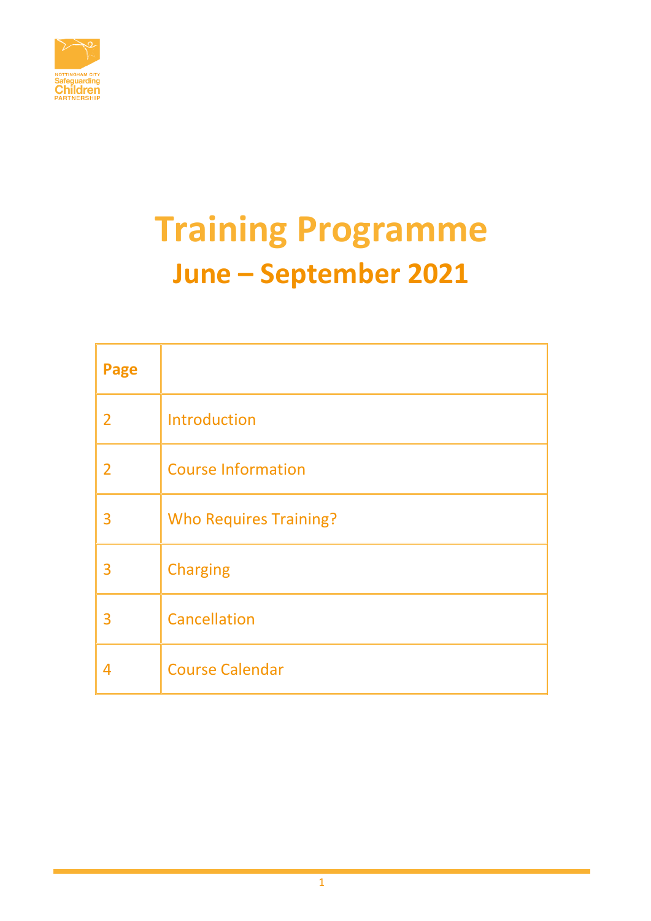NOTTINGHAM CITY Safeguarding Children PARTNERSHIP

# Training Programme

## June – September 2021

| Page | |
|---|---|
| 2 | Introduction |
| 2 | Course Information |
| 3 | Who Requires Training? |
| 3 | Charging |
| 3 | Cancellation |
| 4 | Course Calendar |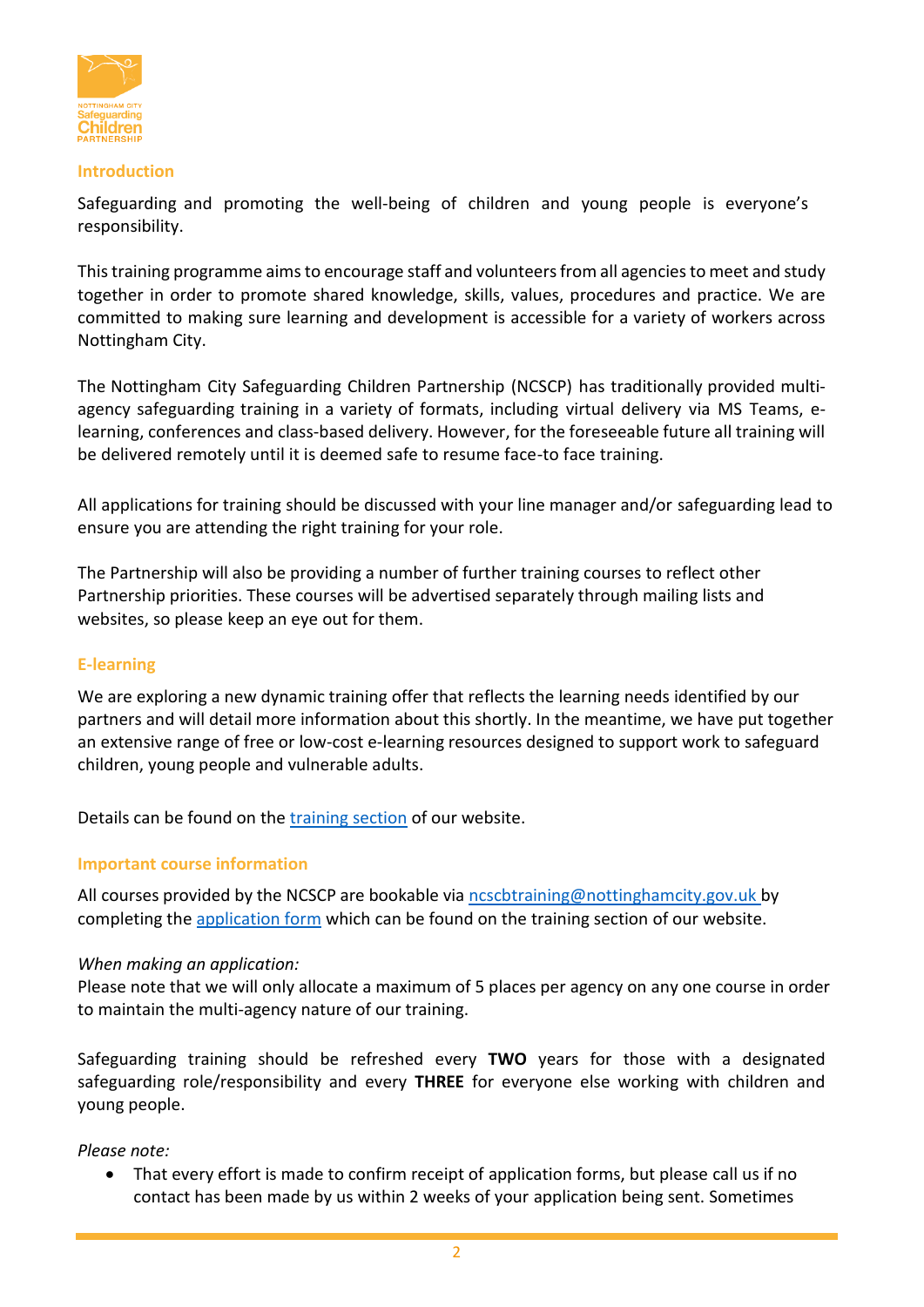## Introduction

Safeguarding and promoting the well-being of children and young people is everyone's responsibility.

This training programme aims to encourage staff and volunteers from all agencies to meet and study together in order to promote shared knowledge, skills, values, procedures and practice. We are committed to making sure learning and development is accessible for a variety of workers across Nottingham City.

The Nottingham City Safeguarding Children Partnership (NCSCP) has traditionally provided multi-agency safeguarding training in a variety of formats, including virtual delivery via MS Teams, e-learning, conferences and class-based delivery. However, for the foreseeable future all training will be delivered remotely until it is deemed safe to resume face-to face training.

All applications for training should be discussed with your line manager and/or safeguarding lead to ensure you are attending the right training for your role.

The Partnership will also be providing a number of further training courses to reflect other Partnership priorities. These courses will be advertised separately through mailing lists and websites, so please keep an eye out for them.

## E-learning

We are exploring a new dynamic training offer that reflects the learning needs identified by our partners and will detail more information about this shortly. In the meantime, we have put together an extensive range of free or low-cost e-learning resources designed to support work to safeguard children, young people and vulnerable adults.

Details can be found on the training section of our website.

## Important course information

All courses provided by the NCSCP are bookable via ncscbtraining@nottinghamcity.gov.uk by completing the application form which can be found on the training section of our website.

*When making an application:*
Please note that we will only allocate a maximum of 5 places per agency on any one course in order to maintain the multi-agency nature of our training.

Safeguarding training should be refreshed every **TWO** years for those with a designated safeguarding role/responsibility and every **THREE** for everyone else working with children and young people.

*Please note:*

- That every effort is made to confirm receipt of application forms, but please call us if no contact has been made by us within 2 weeks of your application being sent. Sometimes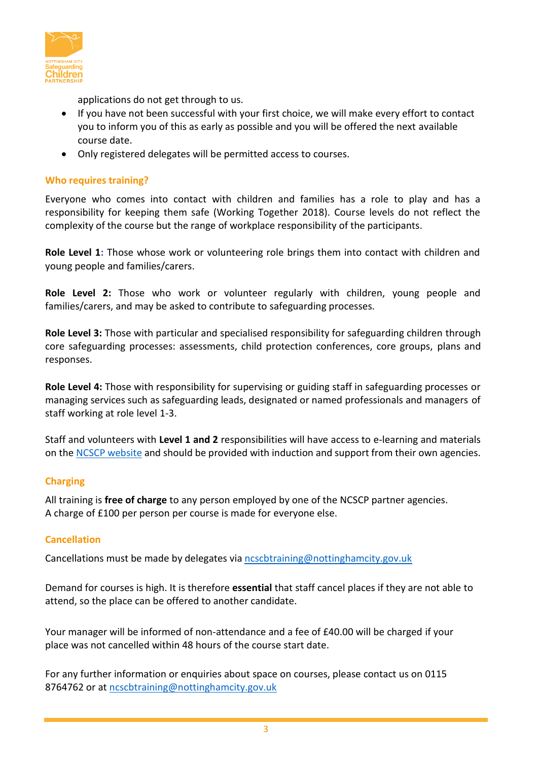applications do not get through to us.

- If you have not been successful with your first choice, we will make every effort to contact you to inform you of this as early as possible and you will be offered the next available course date.
- Only registered delegates will be permitted access to courses.

### Who requires training?

Everyone who comes into contact with children and families has a role to play and has a responsibility for keeping them safe (Working Together 2018). Course levels do not reflect the complexity of the course but the range of workplace responsibility of the participants.

**Role Level 1:** Those whose work or volunteering role brings them into contact with children and young people and families/carers.

**Role Level 2:** Those who work or volunteer regularly with children, young people and families/carers, and may be asked to contribute to safeguarding processes.

**Role Level 3:** Those with particular and specialised responsibility for safeguarding children through core safeguarding processes: assessments, child protection conferences, core groups, plans and responses.

**Role Level 4:** Those with responsibility for supervising or guiding staff in safeguarding processes or managing services such as safeguarding leads, designated or named professionals and managers of staff working at role level 1-3.

Staff and volunteers with **Level 1 and 2** responsibilities will have access to e-learning and materials on the NCSCP website and should be provided with induction and support from their own agencies.

### Charging

All training is **free of charge** to any person employed by one of the NCSCP partner agencies.
A charge of £100 per person per course is made for everyone else.

### Cancellation

Cancellations must be made by delegates via ncscbtraining@nottinghamcity.gov.uk

Demand for courses is high. It is therefore **essential** that staff cancel places if they are not able to attend, so the place can be offered to another candidate.

Your manager will be informed of non-attendance and a fee of £40.00 will be charged if your place was not cancelled within 48 hours of the course start date.

For any further information or enquiries about space on courses, please contact us on 0115 8764762 or at ncscbtraining@nottinghamcity.gov.uk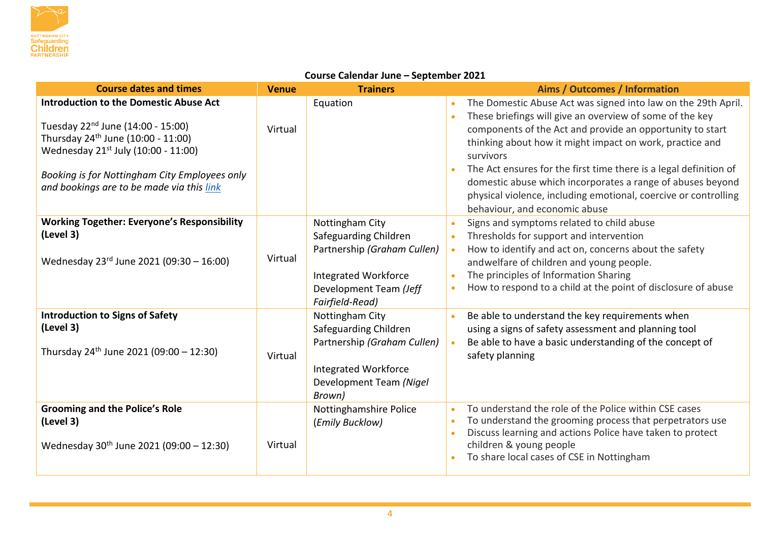**Course Calendar June – September 2021**

| Course dates and times | Venue | Trainers | Aims / Outcomes / Information |
|---|---|---|---|
| **Introduction to the Domestic Abuse Act**<br><br>Tuesday 22nd June (14:00 - 15:00)<br>Thursday 24th June (10:00 - 11:00)<br>Wednesday 21st July (10:00 - 11:00)<br><br>*Booking is for Nottingham City Employees only and bookings are to be made via this link* | Virtual | Equation | • The Domestic Abuse Act was signed into law on the 29th April.<br>• These briefings will give an overview of some of the key components of the Act and provide an opportunity to start thinking about how it might impact on work, practice and survivors<br>• The Act ensures for the first time there is a legal definition of domestic abuse which incorporates a range of abuses beyond physical violence, including emotional, coercive or controlling behaviour, and economic abuse |
| **Working Together: Everyone's Responsibility (Level 3)**<br><br>Wednesday 23rd June 2021 (09:30 – 16:00) | Virtual | Nottingham City Safeguarding Children Partnership *(Graham Cullen)*<br><br>Integrated Workforce Development Team *(Jeff Fairfield-Read)* | • Signs and symptoms related to child abuse<br>• Thresholds for support and intervention<br>• How to identify and act on, concerns about the safety andwelfare of children and young people.<br>• The principles of Information Sharing<br>• How to respond to a child at the point of disclosure of abuse |
| **Introduction to Signs of Safety (Level 3)**<br><br>Thursday 24th June 2021 (09:00 – 12:30) | Virtual | Nottingham City Safeguarding Children Partnership *(Graham Cullen)*<br><br>Integrated Workforce Development Team *(Nigel Brown)* | • Be able to understand the key requirements when using a signs of safety assessment and planning tool<br>• Be able to have a basic understanding of the concept of safety planning |
| **Grooming and the Police's Role (Level 3)**<br><br>Wednesday 30th June 2021 (09:00 – 12:30) | Virtual | Nottinghamshire Police (*Emily Bucklow)* | • To understand the role of the Police within CSE cases<br>• To understand the grooming process that perpetrators use<br>• Discuss learning and actions Police have taken to protect children & young people<br>• To share local cases of CSE in Nottingham |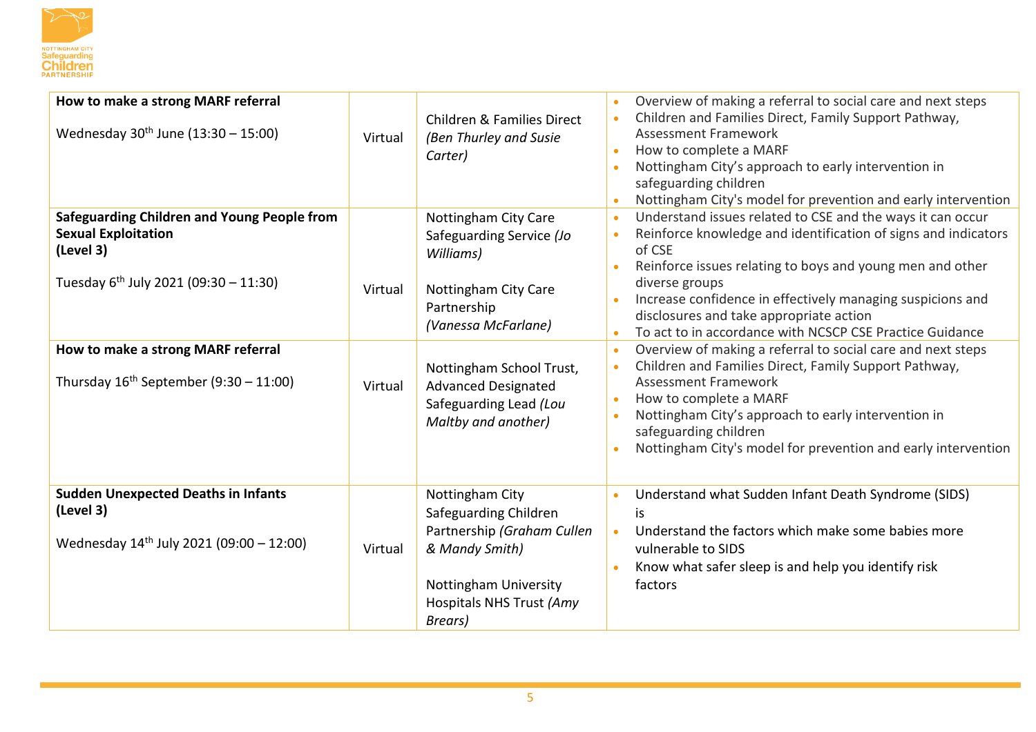| | | | |
|---|---|---|---|
| **How to make a strong MARF referral**<br><br>Wednesday 30th June (13:30 – 15:00) | Virtual | Children & Families Direct *(Ben Thurley and Susie Carter)* | • Overview of making a referral to social care and next steps<br>• Children and Families Direct, Family Support Pathway, Assessment Framework<br>• How to complete a MARF<br>• Nottingham City's approach to early intervention in safeguarding children<br>• Nottingham City's model for prevention and early intervention |
| **Safeguarding Children and Young People from Sexual Exploitation (Level 3)**<br><br>Tuesday 6th July 2021 (09:30 – 11:30) | Virtual | Nottingham City Care Safeguarding Service *(Jo Williams)*<br><br>Nottingham City Care Partnership *(Vanessa McFarlane)* | • Understand issues related to CSE and the ways it can occur<br>• Reinforce knowledge and identification of signs and indicators of CSE<br>• Reinforce issues relating to boys and young men and other diverse groups<br>• Increase confidence in effectively managing suspicions and disclosures and take appropriate action<br>• To act to in accordance with NCSCP CSE Practice Guidance |
| **How to make a strong MARF referral**<br><br>Thursday 16th September (9:30 – 11:00) | Virtual | Nottingham School Trust, Advanced Designated Safeguarding Lead *(Lou Maltby and another)* | • Overview of making a referral to social care and next steps<br>• Children and Families Direct, Family Support Pathway, Assessment Framework<br>• How to complete a MARF<br>• Nottingham City's approach to early intervention in safeguarding children<br>• Nottingham City's model for prevention and early intervention |
| **Sudden Unexpected Deaths in Infants (Level 3)**<br><br>Wednesday 14th July 2021 (09:00 – 12:00) | Virtual | Nottingham City Safeguarding Children Partnership *(Graham Cullen & Mandy Smith)*<br><br>Nottingham University Hospitals NHS Trust *(Amy Brears)* | • Understand what Sudden Infant Death Syndrome (SIDS) is<br>• Understand the factors which make some babies more vulnerable to SIDS<br>• Know what safer sleep is and help you identify risk factors |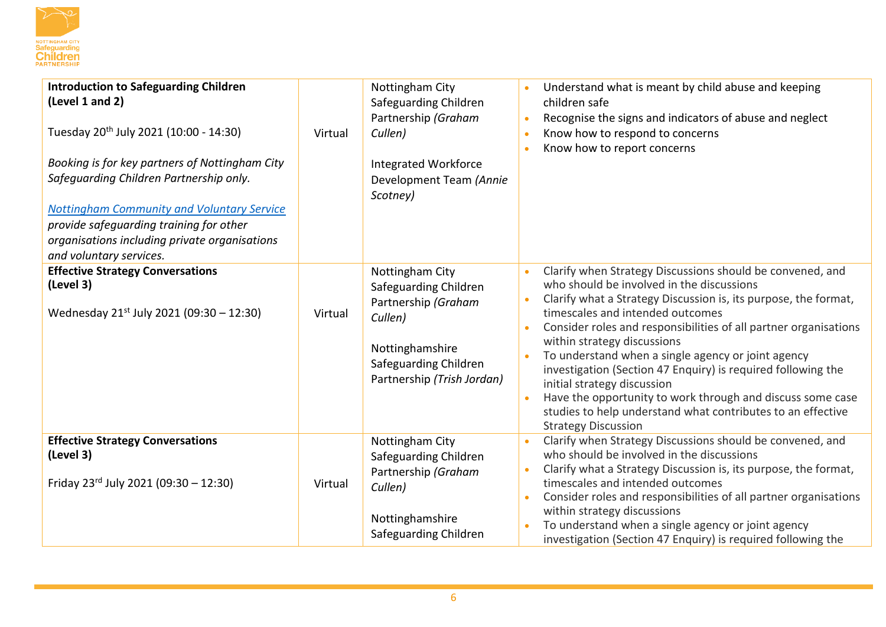| | | | |
|---|---|---|---|
| **Introduction to Safeguarding Children (Level 1 and 2)**<br><br>Tuesday 20th July 2021 (10:00 - 14:30)<br><br>*Booking is for key partners of Nottingham City Safeguarding Children Partnership only.*<br><br>*[Nottingham Community and Voluntary Service](#) provide safeguarding training for other organisations including private organisations and voluntary services.* | Virtual | Nottingham City Safeguarding Children Partnership *(Graham Cullen)*<br><br>Integrated Workforce Development Team *(Annie Scotney)* | • Understand what is meant by child abuse and keeping children safe<br>• Recognise the signs and indicators of abuse and neglect<br>• Know how to respond to concerns<br>• Know how to report concerns |
| **Effective Strategy Conversations (Level 3)**<br><br>Wednesday 21st July 2021 (09:30 – 12:30) | Virtual | Nottingham City Safeguarding Children Partnership *(Graham Cullen)*<br><br>Nottinghamshire Safeguarding Children Partnership *(Trish Jordan)* | • Clarify when Strategy Discussions should be convened, and who should be involved in the discussions<br>• Clarify what a Strategy Discussion is, its purpose, the format, timescales and intended outcomes<br>• Consider roles and responsibilities of all partner organisations within strategy discussions<br>• To understand when a single agency or joint agency investigation (Section 47 Enquiry) is required following the initial strategy discussion<br>• Have the opportunity to work through and discuss some case studies to help understand what contributes to an effective Strategy Discussion |
| **Effective Strategy Conversations (Level 3)**<br><br>Friday 23rd July 2021 (09:30 – 12:30) | Virtual | Nottingham City Safeguarding Children Partnership *(Graham Cullen)*<br><br>Nottinghamshire Safeguarding Children | • Clarify when Strategy Discussions should be convened, and who should be involved in the discussions<br>• Clarify what a Strategy Discussion is, its purpose, the format, timescales and intended outcomes<br>• Consider roles and responsibilities of all partner organisations within strategy discussions<br>• To understand when a single agency or joint agency investigation (Section 47 Enquiry) is required following the |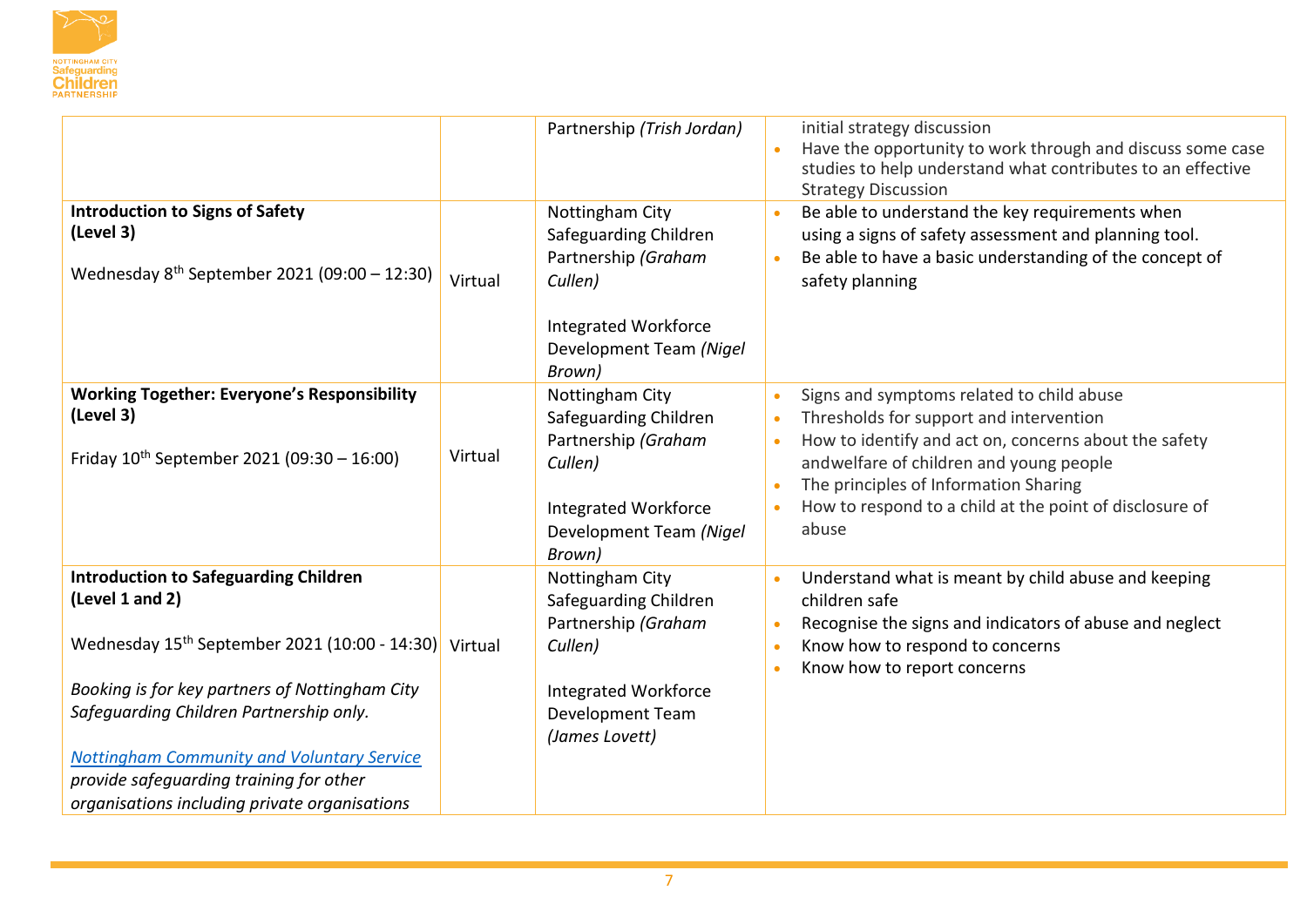| | | | |
|---|---|---|---|
| | | Partnership *(Trish Jordan)* | initial strategy discussion<br>• Have the opportunity to work through and discuss some case studies to help understand what contributes to an effective Strategy Discussion |
| **Introduction to Signs of Safety (Level 3)**<br><br>Wednesday 8th September 2021 (09:00 – 12:30) | Virtual | Nottingham City Safeguarding Children Partnership *(Graham Cullen)*<br><br>Integrated Workforce Development Team *(Nigel Brown)* | • Be able to understand the key requirements when using a signs of safety assessment and planning tool.<br>• Be able to have a basic understanding of the concept of safety planning |
| **Working Together: Everyone's Responsibility (Level 3)**<br><br>Friday 10th September 2021 (09:30 – 16:00) | Virtual | Nottingham City Safeguarding Children Partnership *(Graham Cullen)*<br><br>Integrated Workforce Development Team *(Nigel Brown)* | • Signs and symptoms related to child abuse<br>• Thresholds for support and intervention<br>• How to identify and act on, concerns about the safety andwelfare of children and young people<br>• The principles of Information Sharing<br>• How to respond to a child at the point of disclosure of abuse |
| **Introduction to Safeguarding Children (Level 1 and 2)**<br><br>Wednesday 15th September 2021 (10:00 - 14:30)<br><br>*Booking is for key partners of Nottingham City Safeguarding Children Partnership only.*<br><br>*Nottingham Community and Voluntary Service provide safeguarding training for other organisations including private organisations* | Virtual | Nottingham City Safeguarding Children Partnership *(Graham Cullen)*<br><br>Integrated Workforce Development Team *(James Lovett)* | • Understand what is meant by child abuse and keeping children safe<br>• Recognise the signs and indicators of abuse and neglect<br>• Know how to respond to concerns<br>• Know how to report concerns |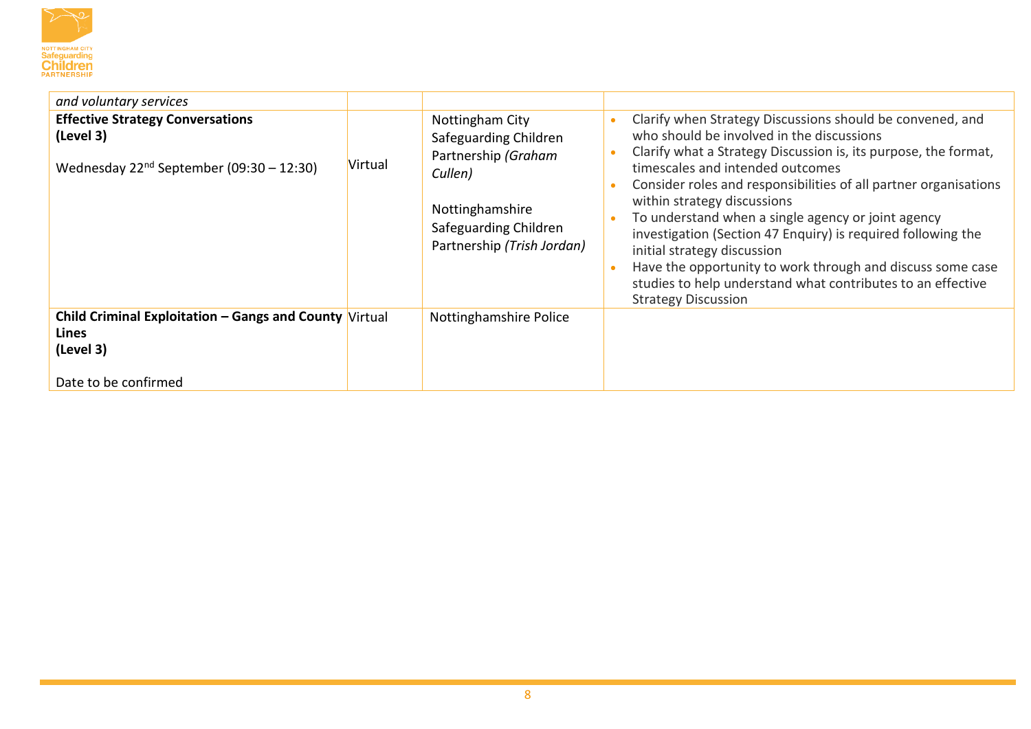| | | | |
|---|---|---|---|
| *and voluntary services* | | | |
| **Effective Strategy Conversations (Level 3)**<br><br>Wednesday 22nd September (09:30 – 12:30) | Virtual | Nottingham City Safeguarding Children Partnership *(Graham Cullen)*<br><br>Nottinghamshire Safeguarding Children Partnership *(Trish Jordan)* | • Clarify when Strategy Discussions should be convened, and who should be involved in the discussions<br>• Clarify what a Strategy Discussion is, its purpose, the format, timescales and intended outcomes<br>• Consider roles and responsibilities of all partner organisations within strategy discussions<br>• To understand when a single agency or joint agency investigation (Section 47 Enquiry) is required following the initial strategy discussion<br>• Have the opportunity to work through and discuss some case studies to help understand what contributes to an effective Strategy Discussion |
| **Child Criminal Exploitation – Gangs and County Lines (Level 3)**<br><br>Date to be confirmed | Virtual | Nottinghamshire Police | |